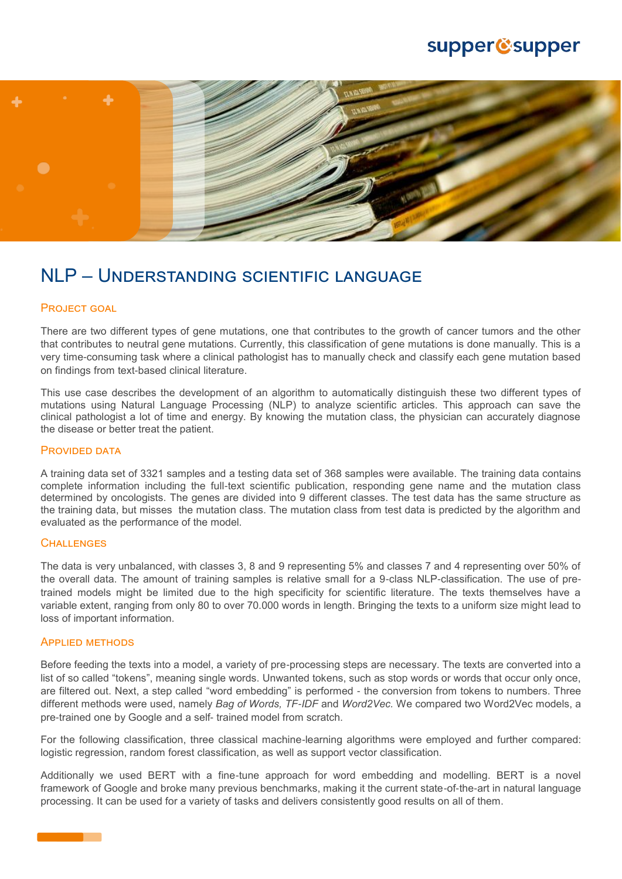# NLP – Understanding scientific language

## Project goal

There are two different types of gene mutations, one that contributes to the growth of cancer tumors and the other that contributes to neutral gene mutations. Currently, this classification of gene mutations is done manually. This is a very time-consuming task where a clinical pathologist has to manually check and classify each gene mutation based on findings from text-based clinical literature.

This use case describes the development of an algorithm to automatically distinguish these two different types of mutations using Natural Language Processing (NLP) to analyze scientific articles. This approach can save the clinical pathologist a lot of time and energy. By knowing the mutation class, the physician can accurately diagnose the disease or better treat the patient.

## Provided data

A training data set of 3321 samples and a testing data set of 368 samples were available. The training data contains complete information including the full-text scientific publication, responding gene name and the mutation class determined by oncologists. The genes are divided into 9 different classes. The test data has the same structure as the training data, but misses the mutation class. The mutation class from test data is predicted by the algorithm and evaluated as the performance of the model.

## Challenges

The data is very unbalanced, with classes 3, 8 and 9 representing 5% and classes 7 and 4 representing over 50% of the overall data. The amount of training samples is relative small for a 9-class NLP-classification. The use of pre-trained models might be limited due to the high specificity for scientific literature. The texts themselves have a variable extent, ranging from only 80 to over 70.000 words in length. Bringing the texts to a uniform size might lead to loss of important information.

## Applied methods

Before feeding the texts into a model, a variety of pre-processing steps are necessary. The texts are converted into a list of so called "tokens", meaning single words. Unwanted tokens, such as stop words or words that occur only once, are filtered out. Next, a step called "word embedding" is performed - the conversion from tokens to numbers. Three different methods were used, namely *Bag of Words, TF-IDF* and *Word2Vec.* We compared two Word2Vec models, a pre-trained one by Google and a self- trained model from scratch.

For the following classification, three classical machine-learning algorithms were employed and further compared: logistic regression, random forest classification, as well as support vector classification.

Additionally we used BERT with a fine-tune approach for word embedding and modelling. BERT is a novel framework of Google and broke many previous benchmarks, making it the current state-of-the-art in natural language processing. It can be used for a variety of tasks and delivers consistently good results on all of them.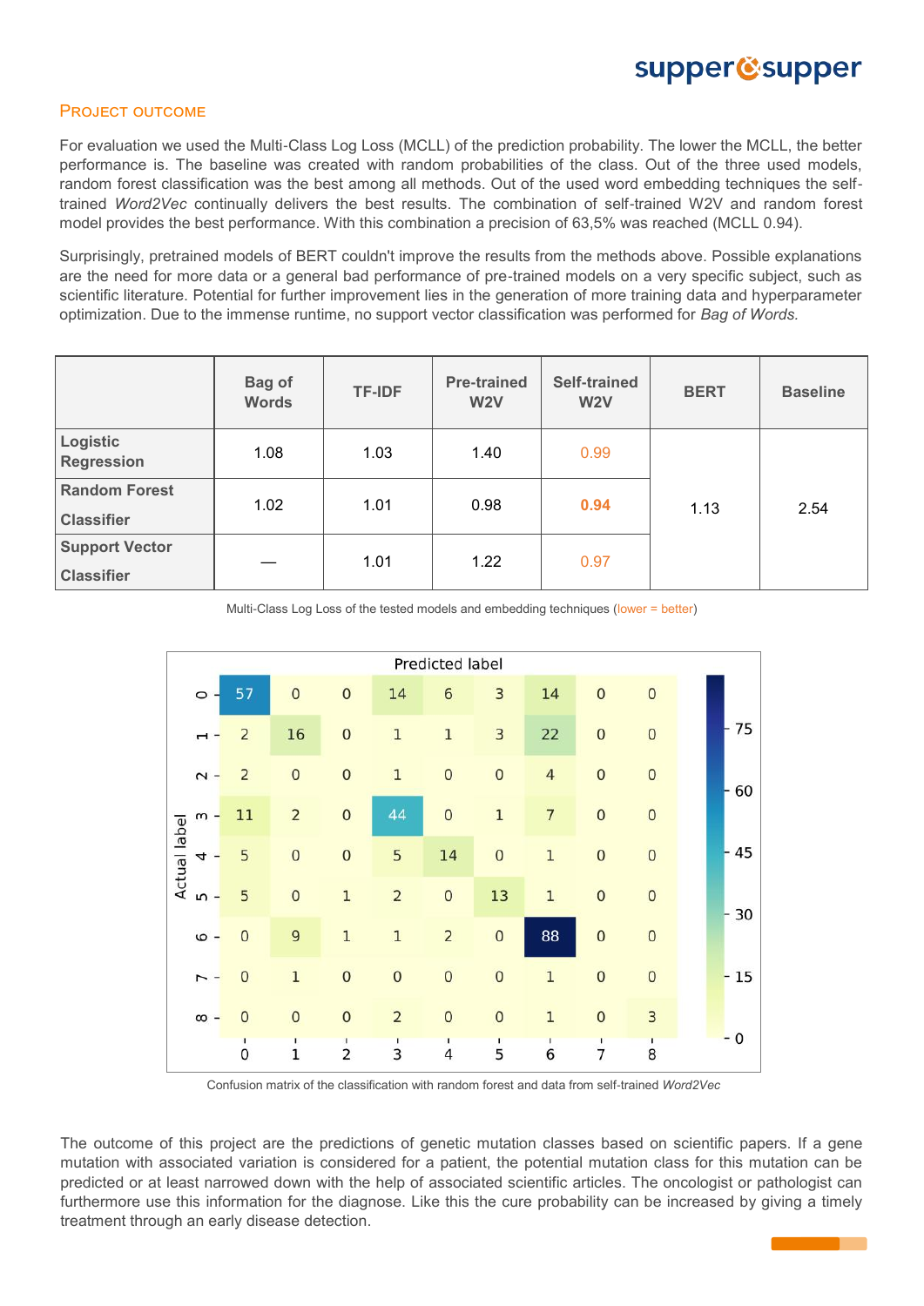## Project outcome

For evaluation we used the Multi-Class Log Loss (MCLL) of the prediction probability. The lower the MCLL, the better performance is. The baseline was created with random probabilities of the class. Out of the three used models, random forest classification was the best among all methods. Out of the used word embedding techniques the self-trained *Word2Vec* continually delivers the best results. The combination of self-trained W2V and random forest model provides the best performance. With this combination a precision of 63,5% was reached (MCLL 0.94).

Surprisingly, pretrained models of BERT couldn't improve the results from the methods above. Possible explanations are the need for more data or a general bad performance of pre-trained models on a very specific subject, such as scientific literature. Potential for further improvement lies in the generation of more training data and hyperparameter optimization. Due to the immense runtime, no support vector classification was performed for *Bag of Words*.

| | Bag of Words | TF-IDF | Pre-trained W2V | Self-trained W2V | BERT | Baseline |
|---|---|---|---|---|---|---|
| **Logistic Regression** | 1.08 | 1.03 | 1.40 | 0.99 | 1.13 | 2.54 |
| **Random Forest Classifier** | 1.02 | 1.01 | 0.98 | **0.94** | | |
| **Support Vector Classifier** | — | 1.01 | 1.22 | 0.97 | | |

Multi-Class Log Loss of the tested models and embedding techniques (lower = better)

Predicted label

Actual label

0: 57 0 0 14 6 3 14 0 0

1: 2 16 0 1 1 3 22 0 0

2: 2 0 0 1 0 0 4 0 0

3: 11 2 0 44 0 1 7 0 0

4: 5 0 0 5 14 0 1 0 0

5: 5 0 1 2 0 13 1 0 0

6: 0 9 1 1 2 0 88 0 0

7: 0 1 0 0 0 0 1 0 0

8: 0 0 0 2 0 0 1 0 3

0 1 2 3 4 5 6 7 8

75 60 45 30 15 0

Confusion matrix of the classification with random forest and data from self-trained *Word2Vec*

The outcome of this project are the predictions of genetic mutation classes based on scientific papers. If a gene mutation with associated variation is considered for a patient, the potential mutation class for this mutation can be predicted or at least narrowed down with the help of associated scientific articles. The oncologist or pathologist can furthermore use this information for the diagnose. Like this the cure probability can be increased by giving a timely treatment through an early disease detection.